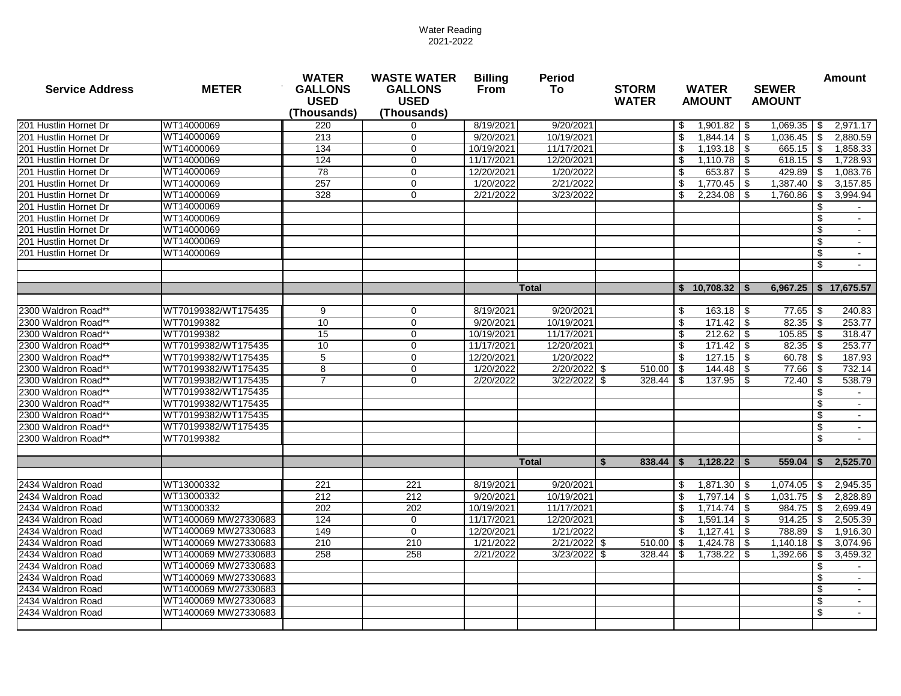Water Reading
2021-2022

| Service Address | METER | WATER GALLONS USED (Thousands) | WASTE WATER GALLONS USED (Thousands) | Billing From | Period To | STORM WATER | WATER AMOUNT | SEWER AMOUNT | Amount |
|---|---|---|---|---|---|---|---|---|---|
| 201 Hustlin Hornet Dr | WT14000069 | 220 | 0 | 8/19/2021 | 9/20/2021 | | $ 1,901.82 | $ 1,069.35 | $ 2,971.17 |
| 201 Hustlin Hornet Dr | WT14000069 | 213 | 0 | 9/20/2021 | 10/19/2021 | | $ 1,844.14 | $ 1,036.45 | $ 2,880.59 |
| 201 Hustlin Hornet Dr | WT14000069 | 134 | 0 | 10/19/2021 | 11/17/2021 | | $ 1,193.18 | $ 665.15 | $ 1,858.33 |
| 201 Hustlin Hornet Dr | WT14000069 | 124 | 0 | 11/17/2021 | 12/20/2021 | | $ 1,110.78 | $ 618.15 | $ 1,728.93 |
| 201 Hustlin Hornet Dr | WT14000069 | 78 | 0 | 12/20/2021 | 1/20/2022 | | $ 653.87 | $ 429.89 | $ 1,083.76 |
| 201 Hustlin Hornet Dr | WT14000069 | 257 | 0 | 1/20/2022 | 2/21/2022 | | $ 1,770.45 | $ 1,387.40 | $ 3,157.85 |
| 201 Hustlin Hornet Dr | WT14000069 | 328 | 0 | 2/21/2022 | 3/23/2022 | | $ 2,234.08 | $ 1,760.86 | $ 3,994.94 |
| 201 Hustlin Hornet Dr | WT14000069 | | | | | | | | $ - |
| 201 Hustlin Hornet Dr | WT14000069 | | | | | | | | $ - |
| 201 Hustlin Hornet Dr | WT14000069 | | | | | | | | $ - |
| 201 Hustlin Hornet Dr | WT14000069 | | | | | | | | $ - |
| 201 Hustlin Hornet Dr | WT14000069 | | | | | | | | $ - |
| | | | | | | | | | $ - |
| | | | | | | | | | |
| | | | | | **Total** | | **$ 10,708.32** | **$ 6,967.25** | **$ 17,675.57** |
| | | | | | | | | | |
| 2300 Waldron Road** | WT70199382/WT175435 | 9 | 0 | 8/19/2021 | 9/20/2021 | | $ 163.18 | $ 77.65 | $ 240.83 |
| 2300 Waldron Road** | WT70199382 | 10 | 0 | 9/20/2021 | 10/19/2021 | | $ 171.42 | $ 82.35 | $ 253.77 |
| 2300 Waldron Road** | WT70199382 | 15 | 0 | 10/19/2021 | 11/17/2021 | | $ 212.62 | $ 105.85 | $ 318.47 |
| 2300 Waldron Road** | WT70199382/WT175435 | 10 | 0 | 11/17/2021 | 12/20/2021 | | $ 171.42 | $ 82.35 | $ 253.77 |
| 2300 Waldron Road** | WT70199382/WT175435 | 5 | 0 | 12/20/2021 | 1/20/2022 | | $ 127.15 | $ 60.78 | $ 187.93 |
| 2300 Waldron Road** | WT70199382/WT175435 | 8 | 0 | 1/20/2022 | 2/20/2022 | $ 510.00 | $ 144.48 | $ 77.66 | $ 732.14 |
| 2300 Waldron Road** | WT70199382/WT175435 | 7 | 0 | 2/20/2022 | 3/22/2022 | $ 328.44 | $ 137.95 | $ 72.40 | $ 538.79 |
| 2300 Waldron Road** | WT70199382/WT175435 | | | | | | | | $ - |
| 2300 Waldron Road** | WT70199382/WT175435 | | | | | | | | $ - |
| 2300 Waldron Road** | WT70199382/WT175435 | | | | | | | | $ - |
| 2300 Waldron Road** | WT70199382/WT175435 | | | | | | | | $ - |
| 2300 Waldron Road** | WT70199382 | | | | | | | | $ - |
| | | | | | | | | | |
| | | | | | **Total** | **$ 838.44** | **$ 1,128.22** | **$ 559.04** | **$ 2,525.70** |
| | | | | | | | | | |
| 2434 Waldron Road | WT13000332 | 221 | 221 | 8/19/2021 | 9/20/2021 | | $ 1,871.30 | $ 1,074.05 | $ 2,945.35 |
| 2434 Waldron Road | WT13000332 | 212 | 212 | 9/20/2021 | 10/19/2021 | | $ 1,797.14 | $ 1,031.75 | $ 2,828.89 |
| 2434 Waldron Road | WT13000332 | 202 | 202 | 10/19/2021 | 11/17/2021 | | $ 1,714.74 | $ 984.75 | $ 2,699.49 |
| 2434 Waldron Road | WT1400069 MW27330683 | 124 | 0 | 11/17/2021 | 12/20/2021 | | $ 1,591.14 | $ 914.25 | $ 2,505.39 |
| 2434 Waldron Road | WT1400069 MW27330683 | 149 | 0 | 12/20/2021 | 1/21/2022 | | $ 1,127.41 | $ 788.89 | $ 1,916.30 |
| 2434 Waldron Road | WT1400069 MW27330683 | 210 | 210 | 1/21/2022 | 2/21/2022 | $ 510.00 | $ 1,424.78 | $ 1,140.18 | $ 3,074.96 |
| 2434 Waldron Road | WT1400069 MW27330683 | 258 | 258 | 2/21/2022 | 3/23/2022 | $ 328.44 | $ 1,738.22 | $ 1,392.66 | $ 3,459.32 |
| 2434 Waldron Road | WT1400069 MW27330683 | | | | | | | | $ - |
| 2434 Waldron Road | WT1400069 MW27330683 | | | | | | | | $ - |
| 2434 Waldron Road | WT1400069 MW27330683 | | | | | | | | $ - |
| 2434 Waldron Road | WT1400069 MW27330683 | | | | | | | | $ - |
| 2434 Waldron Road | WT1400069 MW27330683 | | | | | | | | $ - |
| | | | | | | | | | |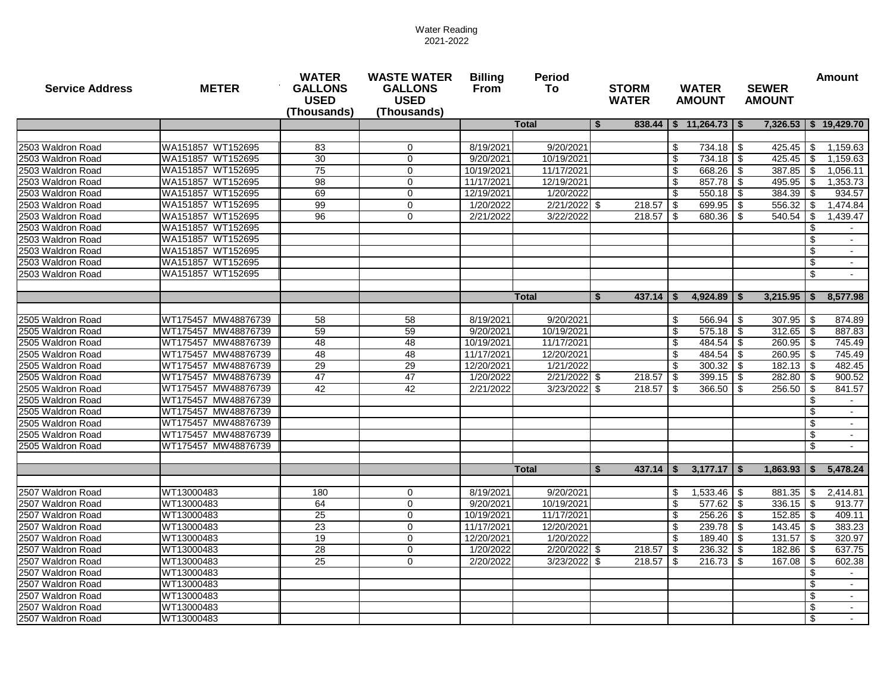Water Reading
2021-2022

| Service Address | METER | WATER GALLONS USED (Thousands) | WASTE WATER GALLONS USED (Thousands) | Billing From | Period To | STORM WATER | WATER AMOUNT | SEWER AMOUNT | Amount |
|---|---|---|---|---|---|---|---|---|---|
| | | | | | Total | $ 838.44 | $ 11,264.73 | $ 7,326.53 | $ 19,429.70 |
| | | | | | | | | | |
| 2503 Waldron Road | WA151857 WT152695 | 83 | 0 | 8/19/2021 | 9/20/2021 | | $ 734.18 | $ 425.45 | $ 1,159.63 |
| 2503 Waldron Road | WA151857 WT152695 | 30 | 0 | 9/20/2021 | 10/19/2021 | | $ 734.18 | $ 425.45 | $ 1,159.63 |
| 2503 Waldron Road | WA151857 WT152695 | 75 | 0 | 10/19/2021 | 11/17/2021 | | $ 668.26 | $ 387.85 | $ 1,056.11 |
| 2503 Waldron Road | WA151857 WT152695 | 98 | 0 | 11/17/2021 | 12/19/2021 | | $ 857.78 | $ 495.95 | $ 1,353.73 |
| 2503 Waldron Road | WA151857 WT152695 | 69 | 0 | 12/19/2021 | 1/20/2022 | | $ 550.18 | $ 384.39 | $ 934.57 |
| 2503 Waldron Road | WA151857 WT152695 | 99 | 0 | 1/20/2022 | 2/21/2022 | $ 218.57 | $ 699.95 | $ 556.32 | $ 1,474.84 |
| 2503 Waldron Road | WA151857 WT152695 | 96 | 0 | 2/21/2022 | 3/22/2022 | 218.57 | $ 680.36 | $ 540.54 | $ 1,439.47 |
| 2503 Waldron Road | WA151857 WT152695 | | | | | | | | $ - |
| 2503 Waldron Road | WA151857 WT152695 | | | | | | | | $ - |
| 2503 Waldron Road | WA151857 WT152695 | | | | | | | | $ - |
| 2503 Waldron Road | WA151857 WT152695 | | | | | | | | $ - |
| 2503 Waldron Road | WA151857 WT152695 | | | | | | | | $ - |
| | | | | | | | | | |
| | | | | | Total | $ 437.14 | $ 4,924.89 | $ 3,215.95 | $ 8,577.98 |
| | | | | | | | | | |
| 2505 Waldron Road | WT175457 MW48876739 | 58 | 58 | 8/19/2021 | 9/20/2021 | | $ 566.94 | $ 307.95 | $ 874.89 |
| 2505 Waldron Road | WT175457 MW48876739 | 59 | 59 | 9/20/2021 | 10/19/2021 | | $ 575.18 | $ 312.65 | $ 887.83 |
| 2505 Waldron Road | WT175457 MW48876739 | 48 | 48 | 10/19/2021 | 11/17/2021 | | $ 484.54 | $ 260.95 | $ 745.49 |
| 2505 Waldron Road | WT175457 MW48876739 | 48 | 48 | 11/17/2021 | 12/20/2021 | | $ 484.54 | $ 260.95 | $ 745.49 |
| 2505 Waldron Road | WT175457 MW48876739 | 29 | 29 | 12/20/2021 | 1/21/2022 | | $ 300.32 | $ 182.13 | $ 482.45 |
| 2505 Waldron Road | WT175457 MW48876739 | 47 | 47 | 1/20/2022 | 2/21/2022 | $ 218.57 | $ 399.15 | $ 282.80 | $ 900.52 |
| 2505 Waldron Road | WT175457 MW48876739 | 42 | 42 | 2/21/2022 | 3/23/2022 | $ 218.57 | $ 366.50 | $ 256.50 | $ 841.57 |
| 2505 Waldron Road | WT175457 MW48876739 | | | | | | | | $ - |
| 2505 Waldron Road | WT175457 MW48876739 | | | | | | | | $ - |
| 2505 Waldron Road | WT175457 MW48876739 | | | | | | | | $ - |
| 2505 Waldron Road | WT175457 MW48876739 | | | | | | | | $ - |
| 2505 Waldron Road | WT175457 MW48876739 | | | | | | | | $ - |
| | | | | | | | | | |
| | | | | | Total | $ 437.14 | $ 3,177.17 | $ 1,863.93 | $ 5,478.24 |
| | | | | | | | | | |
| 2507 Waldron Road | WT13000483 | 180 | 0 | 8/19/2021 | 9/20/2021 | | $ 1,533.46 | $ 881.35 | $ 2,414.81 |
| 2507 Waldron Road | WT13000483 | 64 | 0 | 9/20/2021 | 10/19/2021 | | $ 577.62 | $ 336.15 | $ 913.77 |
| 2507 Waldron Road | WT13000483 | 25 | 0 | 10/19/2021 | 11/17/2021 | | $ 256.26 | $ 152.85 | $ 409.11 |
| 2507 Waldron Road | WT13000483 | 23 | 0 | 11/17/2021 | 12/20/2021 | | $ 239.78 | $ 143.45 | $ 383.23 |
| 2507 Waldron Road | WT13000483 | 19 | 0 | 12/20/2021 | 1/20/2022 | | $ 189.40 | $ 131.57 | $ 320.97 |
| 2507 Waldron Road | WT13000483 | 28 | 0 | 1/20/2022 | 2/20/2022 | $ 218.57 | $ 236.32 | $ 182.86 | $ 637.75 |
| 2507 Waldron Road | WT13000483 | 25 | 0 | 2/20/2022 | 3/23/2022 | $ 218.57 | $ 216.73 | $ 167.08 | $ 602.38 |
| 2507 Waldron Road | WT13000483 | | | | | | | | $ - |
| 2507 Waldron Road | WT13000483 | | | | | | | | $ - |
| 2507 Waldron Road | WT13000483 | | | | | | | | $ - |
| 2507 Waldron Road | WT13000483 | | | | | | | | $ - |
| 2507 Waldron Road | WT13000483 | | | | | | | | $ - |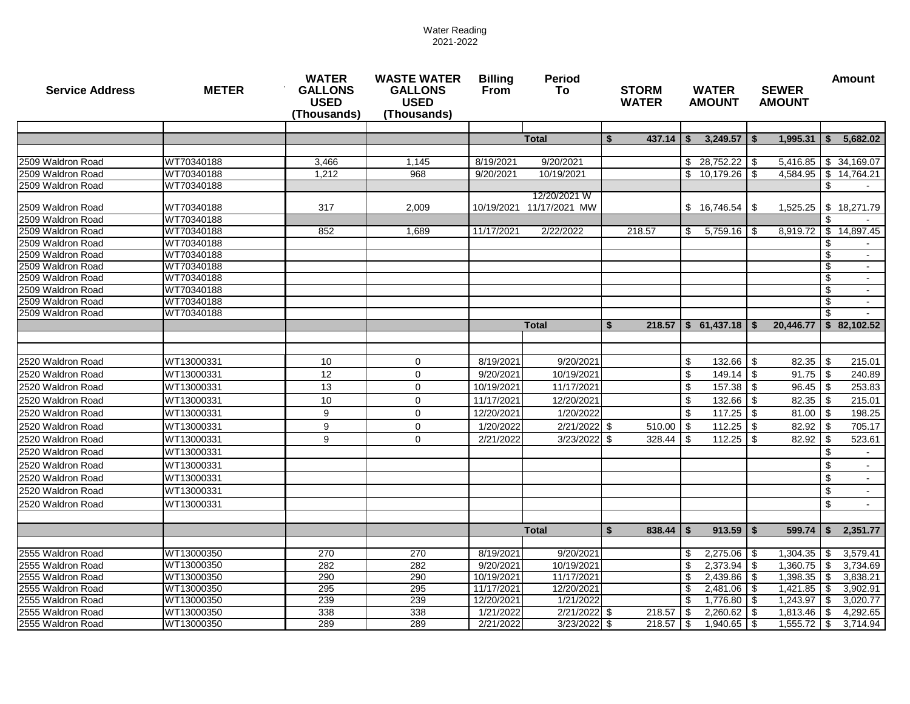Water Reading
2021-2022

| Service Address | METER | WATER GALLONS USED (Thousands) | WASTE WATER GALLONS USED (Thousands) | Billing From | Period To | STORM WATER | WATER AMOUNT | SEWER AMOUNT | Amount |
|---|---|---|---|---|---|---|---|---|---|
| | | | | | | | | | |
| | | | | | **Total** | **$ 437.14** | **$ 3,249.57** | **$ 1,995.31** | **$ 5,682.02** |
| | | | | | | | | | |
| 2509 Waldron Road | WT70340188 | 3,466 | 1,145 | 8/19/2021 | 9/20/2021 | | $ 28,752.22 | $ 5,416.85 | $ 34,169.07 |
| 2509 Waldron Road | WT70340188 | 1,212 | 968 | 9/20/2021 | 10/19/2021 | | $ 10,179.26 | $ 4,584.95 | $ 14,764.21 |
| 2509 Waldron Road | WT70340188 | | | | | | | | $ - |
| 2509 Waldron Road | WT70340188 | 317 | 2,009 | 10/19/2021 | 12/20/2021 W 11/17/2021 MW | | $ 16,746.54 | $ 1,525.25 | $ 18,271.79 |
| 2509 Waldron Road | WT70340188 | | | | | | | | $ - |
| 2509 Waldron Road | WT70340188 | 852 | 1,689 | 11/17/2021 | 2/22/2022 | 218.57 | $ 5,759.16 | $ 8,919.72 | $ 14,897.45 |
| 2509 Waldron Road | WT70340188 | | | | | | | | $ - |
| 2509 Waldron Road | WT70340188 | | | | | | | | $ - |
| 2509 Waldron Road | WT70340188 | | | | | | | | $ - |
| 2509 Waldron Road | WT70340188 | | | | | | | | $ - |
| 2509 Waldron Road | WT70340188 | | | | | | | | $ - |
| 2509 Waldron Road | WT70340188 | | | | | | | | $ - |
| 2509 Waldron Road | WT70340188 | | | | | | | | $ - |
| | | | | | **Total** | **$ 218.57** | **$ 61,437.18** | **$ 20,446.77** | **$ 82,102.52** |
| | | | | | | | | | |
| | | | | | | | | | |
| 2520 Waldron Road | WT13000331 | 10 | 0 | 8/19/2021 | 9/20/2021 | | $ 132.66 | $ 82.35 | $ 215.01 |
| 2520 Waldron Road | WT13000331 | 12 | 0 | 9/20/2021 | 10/19/2021 | | $ 149.14 | $ 91.75 | $ 240.89 |
| 2520 Waldron Road | WT13000331 | 13 | 0 | 10/19/2021 | 11/17/2021 | | $ 157.38 | $ 96.45 | $ 253.83 |
| 2520 Waldron Road | WT13000331 | 10 | 0 | 11/17/2021 | 12/20/2021 | | $ 132.66 | $ 82.35 | $ 215.01 |
| 2520 Waldron Road | WT13000331 | 9 | 0 | 12/20/2021 | 1/20/2022 | | $ 117.25 | $ 81.00 | $ 198.25 |
| 2520 Waldron Road | WT13000331 | 9 | 0 | 1/20/2022 | 2/21/2022 | $ 510.00 | $ 112.25 | $ 82.92 | $ 705.17 |
| 2520 Waldron Road | WT13000331 | 9 | 0 | 2/21/2022 | 3/23/2022 | $ 328.44 | $ 112.25 | $ 82.92 | $ 523.61 |
| 2520 Waldron Road | WT13000331 | | | | | | | | $ - |
| 2520 Waldron Road | WT13000331 | | | | | | | | $ - |
| 2520 Waldron Road | WT13000331 | | | | | | | | $ - |
| 2520 Waldron Road | WT13000331 | | | | | | | | $ - |
| 2520 Waldron Road | WT13000331 | | | | | | | | $ - |
| | | | | | | | | | |
| | | | | | **Total** | **$ 838.44** | **$ 913.59** | **$ 599.74** | **$ 2,351.77** |
| | | | | | | | | | |
| 2555 Waldron Road | WT13000350 | 270 | 270 | 8/19/2021 | 9/20/2021 | | $ 2,275.06 | $ 1,304.35 | $ 3,579.41 |
| 2555 Waldron Road | WT13000350 | 282 | 282 | 9/20/2021 | 10/19/2021 | | $ 2,373.94 | $ 1,360.75 | $ 3,734.69 |
| 2555 Waldron Road | WT13000350 | 290 | 290 | 10/19/2021 | 11/17/2021 | | $ 2,439.86 | $ 1,398.35 | $ 3,838.21 |
| 2555 Waldron Road | WT13000350 | 295 | 295 | 11/17/2021 | 12/20/2021 | | $ 2,481.06 | $ 1,421.85 | $ 3,902.91 |
| 2555 Waldron Road | WT13000350 | 239 | 239 | 12/20/2021 | 1/21/2022 | | $ 1,776.80 | $ 1,243.97 | $ 3,020.77 |
| 2555 Waldron Road | WT13000350 | 338 | 338 | 1/21/2022 | 2/21/2022 | $ 218.57 | $ 2,260.62 | $ 1,813.46 | $ 4,292.65 |
| 2555 Waldron Road | WT13000350 | 289 | 289 | 2/21/2022 | 3/23/2022 | $ 218.57 | $ 1,940.65 | $ 1,555.72 | $ 3,714.94 |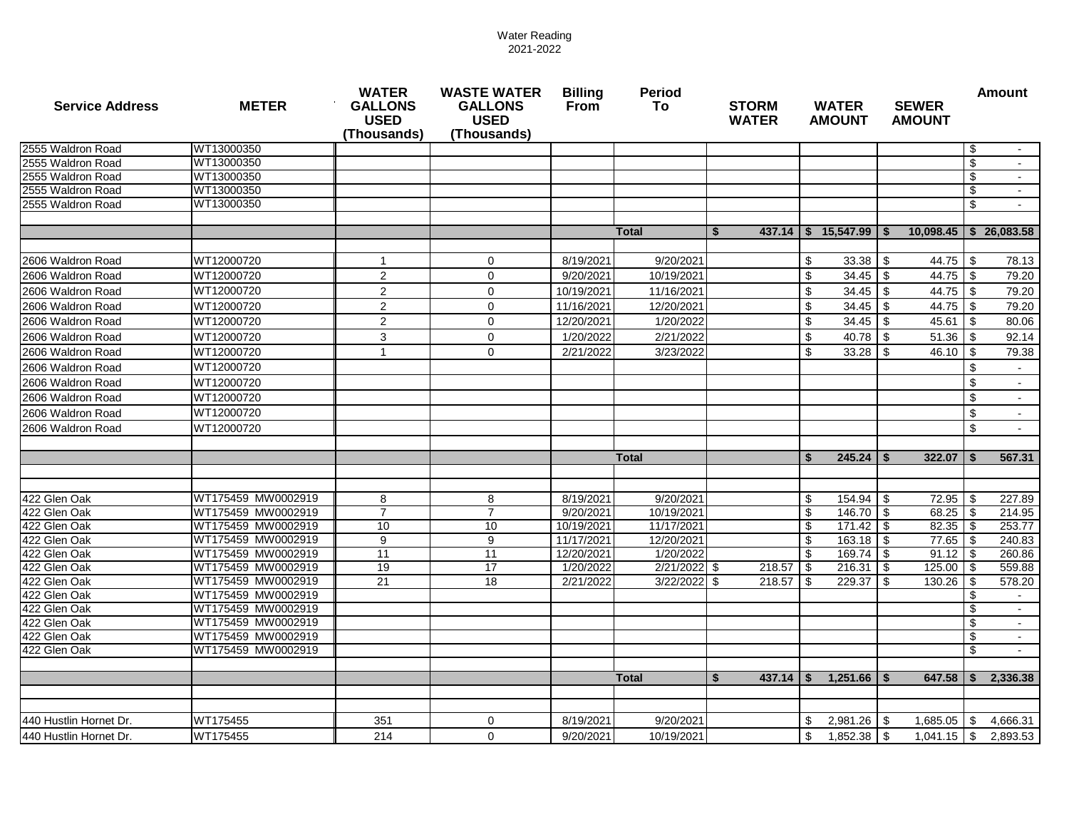Water Reading
2021-2022

| Service Address | METER | WATER GALLONS USED (Thousands) | WASTE WATER GALLONS USED (Thousands) | Billing From | Period To | STORM WATER | WATER AMOUNT | SEWER AMOUNT | Amount |
|---|---|---|---|---|---|---|---|---|---|
| 2555 Waldron Road | WT13000350 | | | | | | | | $ - |
| 2555 Waldron Road | WT13000350 | | | | | | | | $ - |
| 2555 Waldron Road | WT13000350 | | | | | | | | $ - |
| 2555 Waldron Road | WT13000350 | | | | | | | | $ - |
| 2555 Waldron Road | WT13000350 | | | | | | | | $ - |
| | | | | | | | | | |
| | | | | | **Total** | **$ 437.14** | **$ 15,547.99** | **$ 10,098.45** | **$ 26,083.58** |
| | | | | | | | | | |
| 2606 Waldron Road | WT12000720 | 1 | 0 | 8/19/2021 | 9/20/2021 | | $ 33.38 | $ 44.75 | $ 78.13 |
| 2606 Waldron Road | WT12000720 | 2 | 0 | 9/20/2021 | 10/19/2021 | | $ 34.45 | $ 44.75 | $ 79.20 |
| 2606 Waldron Road | WT12000720 | 2 | 0 | 10/19/2021 | 11/16/2021 | | $ 34.45 | $ 44.75 | $ 79.20 |
| 2606 Waldron Road | WT12000720 | 2 | 0 | 11/16/2021 | 12/20/2021 | | $ 34.45 | $ 44.75 | $ 79.20 |
| 2606 Waldron Road | WT12000720 | 2 | 0 | 12/20/2021 | 1/20/2022 | | $ 34.45 | $ 45.61 | $ 80.06 |
| 2606 Waldron Road | WT12000720 | 3 | 0 | 1/20/2022 | 2/21/2022 | | $ 40.78 | $ 51.36 | $ 92.14 |
| 2606 Waldron Road | WT12000720 | 1 | 0 | 2/21/2022 | 3/23/2022 | | $ 33.28 | $ 46.10 | $ 79.38 |
| 2606 Waldron Road | WT12000720 | | | | | | | | $ - |
| 2606 Waldron Road | WT12000720 | | | | | | | | $ - |
| 2606 Waldron Road | WT12000720 | | | | | | | | $ - |
| 2606 Waldron Road | WT12000720 | | | | | | | | $ - |
| 2606 Waldron Road | WT12000720 | | | | | | | | $ - |
| | | | | | | | | | |
| | | | | | **Total** | | **$ 245.24** | **$ 322.07** | **$ 567.31** |
| | | | | | | | | | |
| | | | | | | | | | |
| 422 Glen Oak | WT175459 MW0002919 | 8 | 8 | 8/19/2021 | 9/20/2021 | | $ 154.94 | $ 72.95 | $ 227.89 |
| 422 Glen Oak | WT175459 MW0002919 | 7 | 7 | 9/20/2021 | 10/19/2021 | | $ 146.70 | $ 68.25 | $ 214.95 |
| 422 Glen Oak | WT175459 MW0002919 | 10 | 10 | 10/19/2021 | 11/17/2021 | | $ 171.42 | $ 82.35 | $ 253.77 |
| 422 Glen Oak | WT175459 MW0002919 | 9 | 9 | 11/17/2021 | 12/20/2021 | | $ 163.18 | $ 77.65 | $ 240.83 |
| 422 Glen Oak | WT175459 MW0002919 | 11 | 11 | 12/20/2021 | 1/20/2022 | | $ 169.74 | $ 91.12 | $ 260.86 |
| 422 Glen Oak | WT175459 MW0002919 | 19 | 17 | 1/20/2022 | 2/21/2022 | $ 218.57 | $ 216.31 | $ 125.00 | $ 559.88 |
| 422 Glen Oak | WT175459 MW0002919 | 21 | 18 | 2/21/2022 | 3/22/2022 | $ 218.57 | $ 229.37 | $ 130.26 | $ 578.20 |
| 422 Glen Oak | WT175459 MW0002919 | | | | | | | | $ - |
| 422 Glen Oak | WT175459 MW0002919 | | | | | | | | $ - |
| 422 Glen Oak | WT175459 MW0002919 | | | | | | | | $ - |
| 422 Glen Oak | WT175459 MW0002919 | | | | | | | | $ - |
| 422 Glen Oak | WT175459 MW0002919 | | | | | | | | $ - |
| | | | | | | | | | |
| | | | | | **Total** | **$ 437.14** | **$ 1,251.66** | **$ 647.58** | **$ 2,336.38** |
| | | | | | | | | | |
| | | | | | | | | | |
| 440 Hustlin Hornet Dr. | WT175455 | 351 | 0 | 8/19/2021 | 9/20/2021 | | $ 2,981.26 | $ 1,685.05 | $ 4,666.31 |
| 440 Hustlin Hornet Dr. | WT175455 | 214 | 0 | 9/20/2021 | 10/19/2021 | | $ 1,852.38 | $ 1,041.15 | $ 2,893.53 |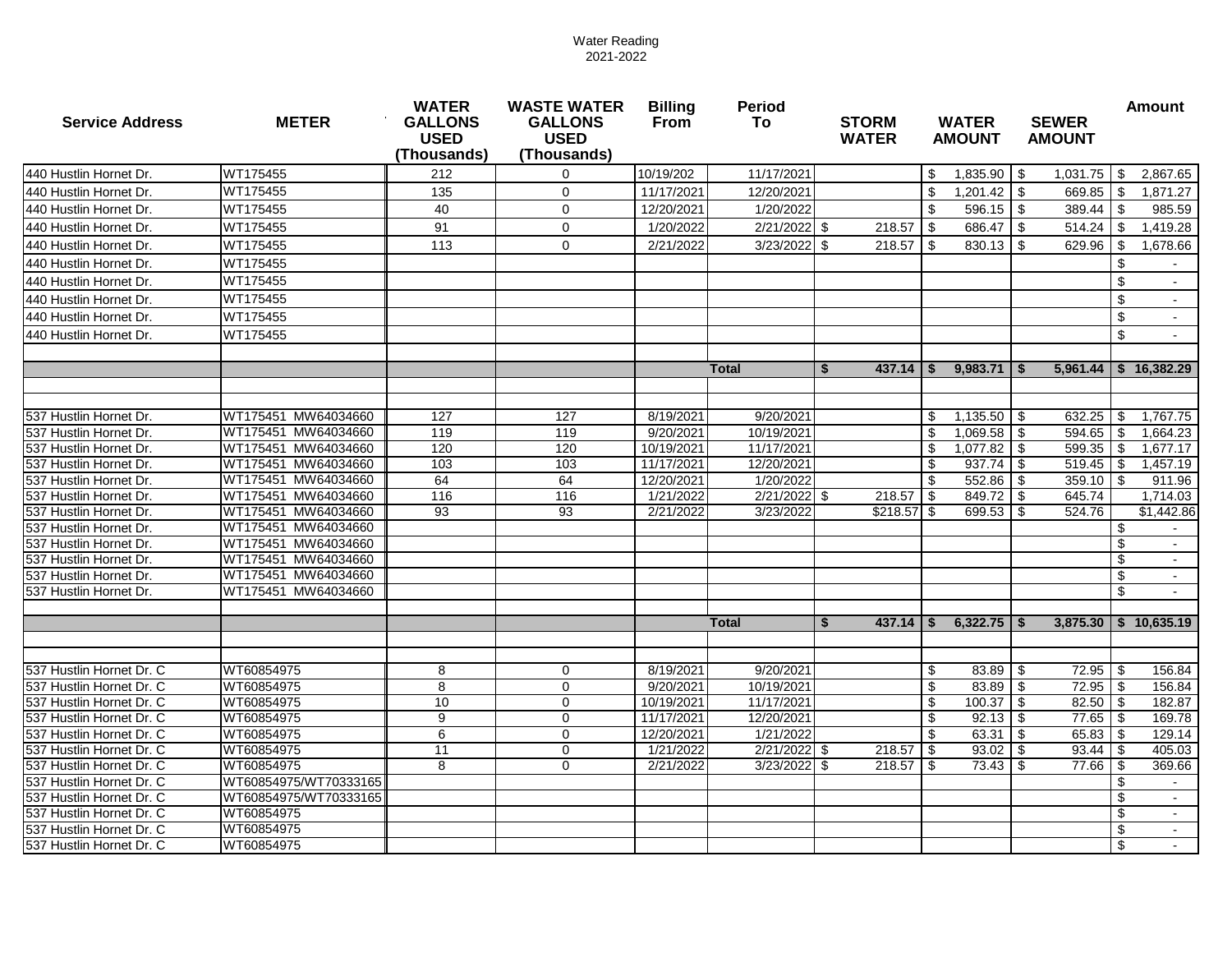Water Reading
2021-2022

| Service Address | METER | WATER GALLONS USED (Thousands) | WASTE WATER GALLONS USED (Thousands) | Billing From | Period To | STORM WATER | WATER AMOUNT | SEWER AMOUNT | Amount |
|---|---|---|---|---|---|---|---|---|---|
| 440 Hustlin Hornet Dr. | WT175455 | 212 | 0 | 10/19/202 | 11/17/2021 | | $ 1,835.90 | $ 1,031.75 | $ 2,867.65 |
| 440 Hustlin Hornet Dr. | WT175455 | 135 | 0 | 11/17/2021 | 12/20/2021 | | $ 1,201.42 | $ 669.85 | $ 1,871.27 |
| 440 Hustlin Hornet Dr. | WT175455 | 40 | 0 | 12/20/2021 | 1/20/2022 | | $ 596.15 | $ 389.44 | $ 985.59 |
| 440 Hustlin Hornet Dr. | WT175455 | 91 | 0 | 1/20/2022 | 2/21/2022 | $ 218.57 | $ 686.47 | $ 514.24 | $ 1,419.28 |
| 440 Hustlin Hornet Dr. | WT175455 | 113 | 0 | 2/21/2022 | 3/23/2022 | $ 218.57 | $ 830.13 | $ 629.96 | $ 1,678.66 |
| 440 Hustlin Hornet Dr. | WT175455 | | | | | | | | $ - |
| 440 Hustlin Hornet Dr. | WT175455 | | | | | | | | $ - |
| 440 Hustlin Hornet Dr. | WT175455 | | | | | | | | $ - |
| 440 Hustlin Hornet Dr. | WT175455 | | | | | | | | $ - |
| 440 Hustlin Hornet Dr. | WT175455 | | | | | | | | $ - |
| | | | | | | | | | |
| | | | | | **Total** | **$ 437.14** | **$ 9,983.71** | **$ 5,961.44** | **$ 16,382.29** |
| | | | | | | | | | |
| | | | | | | | | | |
| 537 Hustlin Hornet Dr. | WT175451 MW64034660 | 127 | 127 | 8/19/2021 | 9/20/2021 | | $ 1,135.50 | $ 632.25 | $ 1,767.75 |
| 537 Hustlin Hornet Dr. | WT175451 MW64034660 | 119 | 119 | 9/20/2021 | 10/19/2021 | | $ 1,069.58 | $ 594.65 | $ 1,664.23 |
| 537 Hustlin Hornet Dr. | WT175451 MW64034660 | 120 | 120 | 10/19/2021 | 11/17/2021 | | $ 1,077.82 | $ 599.35 | $ 1,677.17 |
| 537 Hustlin Hornet Dr. | WT175451 MW64034660 | 103 | 103 | 11/17/2021 | 12/20/2021 | | $ 937.74 | $ 519.45 | $ 1,457.19 |
| 537 Hustlin Hornet Dr. | WT175451 MW64034660 | 64 | 64 | 12/20/2021 | 1/20/2022 | | $ 552.86 | $ 359.10 | $ 911.96 |
| 537 Hustlin Hornet Dr. | WT175451 MW64034660 | 116 | 116 | 1/21/2022 | 2/21/2022 | $ 218.57 | $ 849.72 | $ 645.74 | 1,714.03 |
| 537 Hustlin Hornet Dr. | WT175451 MW64034660 | 93 | 93 | 2/21/2022 | 3/23/2022 | $218.57 | $ 699.53 | $ 524.76 | $1,442.86 |
| 537 Hustlin Hornet Dr. | WT175451 MW64034660 | | | | | | | | $ - |
| 537 Hustlin Hornet Dr. | WT175451 MW64034660 | | | | | | | | $ - |
| 537 Hustlin Hornet Dr. | WT175451 MW64034660 | | | | | | | | $ - |
| 537 Hustlin Hornet Dr. | WT175451 MW64034660 | | | | | | | | $ - |
| 537 Hustlin Hornet Dr. | WT175451 MW64034660 | | | | | | | | $ - |
| | | | | | | | | | |
| | | | | | **Total** | **$ 437.14** | **$ 6,322.75** | **$ 3,875.30** | **$ 10,635.19** |
| | | | | | | | | | |
| | | | | | | | | | |
| 537 Hustlin Hornet Dr. C | WT60854975 | 8 | 0 | 8/19/2021 | 9/20/2021 | | $ 83.89 | $ 72.95 | $ 156.84 |
| 537 Hustlin Hornet Dr. C | WT60854975 | 8 | 0 | 9/20/2021 | 10/19/2021 | | $ 83.89 | $ 72.95 | $ 156.84 |
| 537 Hustlin Hornet Dr. C | WT60854975 | 10 | 0 | 10/19/2021 | 11/17/2021 | | $ 100.37 | $ 82.50 | $ 182.87 |
| 537 Hustlin Hornet Dr. C | WT60854975 | 9 | 0 | 11/17/2021 | 12/20/2021 | | $ 92.13 | $ 77.65 | $ 169.78 |
| 537 Hustlin Hornet Dr. C | WT60854975 | 6 | 0 | 12/20/2021 | 1/21/2022 | | $ 63.31 | $ 65.83 | $ 129.14 |
| 537 Hustlin Hornet Dr. C | WT60854975 | 11 | 0 | 1/21/2022 | 2/21/2022 | $ 218.57 | $ 93.02 | $ 93.44 | $ 405.03 |
| 537 Hustlin Hornet Dr. C | WT60854975 | 8 | 0 | 2/21/2022 | 3/23/2022 | $ 218.57 | $ 73.43 | $ 77.66 | $ 369.66 |
| 537 Hustlin Hornet Dr. C | WT60854975/WT70333165 | | | | | | | | $ - |
| 537 Hustlin Hornet Dr. C | WT60854975/WT70333165 | | | | | | | | $ - |
| 537 Hustlin Hornet Dr. C | WT60854975 | | | | | | | | $ - |
| 537 Hustlin Hornet Dr. C | WT60854975 | | | | | | | | $ - |
| 537 Hustlin Hornet Dr. C | WT60854975 | | | | | | | | $ - |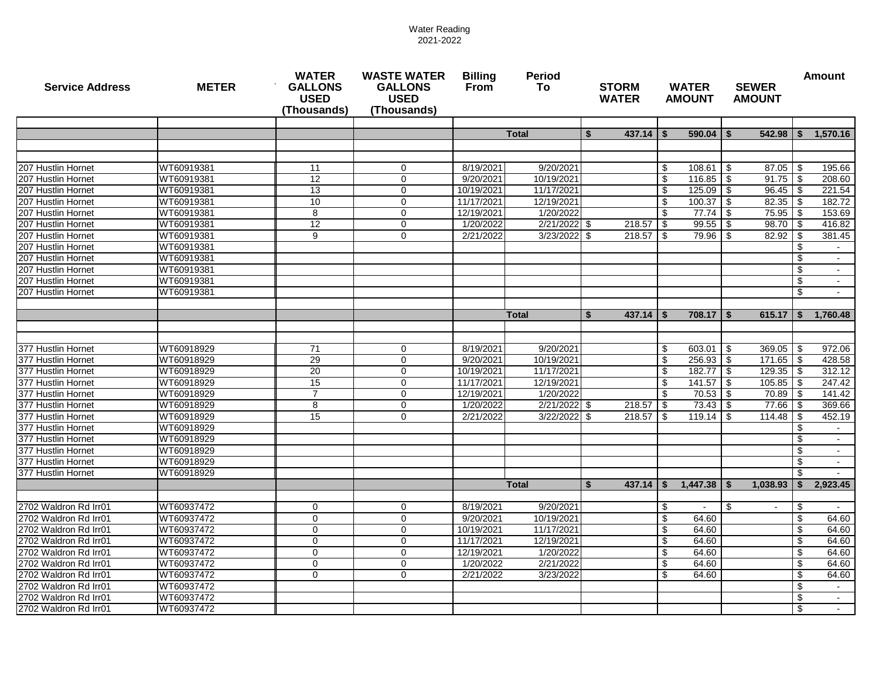Water Reading
2021-2022

| Service Address | METER | WATER GALLONS USED (Thousands) | WASTE WATER GALLONS USED (Thousands) | Billing From | Period To | STORM WATER | WATER AMOUNT | SEWER AMOUNT | Amount |
|---|---|---|---|---|---|---|---|---|---|
| | | | | | | | | | |
| | | | | | **Total** | **$ 437.14** | **$ 590.04** | **$ 542.98** | **$ 1,570.16** |
| | | | | | | | | | |
| | | | | | | | | | |
| 207 Hustlin Hornet | WT60919381 | 11 | 0 | 8/19/2021 | 9/20/2021 | | $ 108.61 | $ 87.05 | $ 195.66 |
| 207 Hustlin Hornet | WT60919381 | 12 | 0 | 9/20/2021 | 10/19/2021 | | $ 116.85 | $ 91.75 | $ 208.60 |
| 207 Hustlin Hornet | WT60919381 | 13 | 0 | 10/19/2021 | 11/17/2021 | | $ 125.09 | $ 96.45 | $ 221.54 |
| 207 Hustlin Hornet | WT60919381 | 10 | 0 | 11/17/2021 | 12/19/2021 | | $ 100.37 | $ 82.35 | $ 182.72 |
| 207 Hustlin Hornet | WT60919381 | 8 | 0 | 12/19/2021 | 1/20/2022 | | $ 77.74 | $ 75.95 | $ 153.69 |
| 207 Hustlin Hornet | WT60919381 | 12 | 0 | 1/20/2022 | 2/21/2022 | $ 218.57 | $ 99.55 | $ 98.70 | $ 416.82 |
| 207 Hustlin Hornet | WT60919381 | 9 | 0 | 2/21/2022 | 3/23/2022 | $ 218.57 | $ 79.96 | $ 82.92 | $ 381.45 |
| 207 Hustlin Hornet | WT60919381 | | | | | | | | $ - |
| 207 Hustlin Hornet | WT60919381 | | | | | | | | $ - |
| 207 Hustlin Hornet | WT60919381 | | | | | | | | $ - |
| 207 Hustlin Hornet | WT60919381 | | | | | | | | $ - |
| 207 Hustlin Hornet | WT60919381 | | | | | | | | $ - |
| | | | | | | | | | |
| | | | | | **Total** | **$ 437.14** | **$ 708.17** | **$ 615.17** | **$ 1,760.48** |
| | | | | | | | | | |
| | | | | | | | | | |
| 377 Hustlin Hornet | WT60918929 | 71 | 0 | 8/19/2021 | 9/20/2021 | | $ 603.01 | $ 369.05 | $ 972.06 |
| 377 Hustlin Hornet | WT60918929 | 29 | 0 | 9/20/2021 | 10/19/2021 | | $ 256.93 | $ 171.65 | $ 428.58 |
| 377 Hustlin Hornet | WT60918929 | 20 | 0 | 10/19/2021 | 11/17/2021 | | $ 182.77 | $ 129.35 | $ 312.12 |
| 377 Hustlin Hornet | WT60918929 | 15 | 0 | 11/17/2021 | 12/19/2021 | | $ 141.57 | $ 105.85 | $ 247.42 |
| 377 Hustlin Hornet | WT60918929 | 7 | 0 | 12/19/2021 | 1/20/2022 | | $ 70.53 | $ 70.89 | $ 141.42 |
| 377 Hustlin Hornet | WT60918929 | 8 | 0 | 1/20/2022 | 2/21/2022 | $ 218.57 | $ 73.43 | $ 77.66 | $ 369.66 |
| 377 Hustlin Hornet | WT60918929 | 15 | 0 | 2/21/2022 | 3/22/2022 | $ 218.57 | $ 119.14 | $ 114.48 | $ 452.19 |
| 377 Hustlin Hornet | WT60918929 | | | | | | | | $ - |
| 377 Hustlin Hornet | WT60918929 | | | | | | | | $ - |
| 377 Hustlin Hornet | WT60918929 | | | | | | | | $ - |
| 377 Hustlin Hornet | WT60918929 | | | | | | | | $ - |
| 377 Hustlin Hornet | WT60918929 | | | | | | | | $ - |
| | | | | | **Total** | **$ 437.14** | **$ 1,447.38** | **$ 1,038.93** | **$ 2,923.45** |
| | | | | | | | | | |
| 2702 Waldron Rd Irr01 | WT60937472 | 0 | 0 | 8/19/2021 | 9/20/2021 | | $ - | $ - | $ - |
| 2702 Waldron Rd Irr01 | WT60937472 | 0 | 0 | 9/20/2021 | 10/19/2021 | | $ 64.60 | | $ 64.60 |
| 2702 Waldron Rd Irr01 | WT60937472 | 0 | 0 | 10/19/2021 | 11/17/2021 | | $ 64.60 | | $ 64.60 |
| 2702 Waldron Rd Irr01 | WT60937472 | 0 | 0 | 11/17/2021 | 12/19/2021 | | $ 64.60 | | $ 64.60 |
| 2702 Waldron Rd Irr01 | WT60937472 | 0 | 0 | 12/19/2021 | 1/20/2022 | | $ 64.60 | | $ 64.60 |
| 2702 Waldron Rd Irr01 | WT60937472 | 0 | 0 | 1/20/2022 | 2/21/2022 | | $ 64.60 | | $ 64.60 |
| 2702 Waldron Rd Irr01 | WT60937472 | 0 | 0 | 2/21/2022 | 3/23/2022 | | $ 64.60 | | $ 64.60 |
| 2702 Waldron Rd Irr01 | WT60937472 | | | | | | | | $ - |
| 2702 Waldron Rd Irr01 | WT60937472 | | | | | | | | $ - |
| 2702 Waldron Rd Irr01 | WT60937472 | | | | | | | | $ - |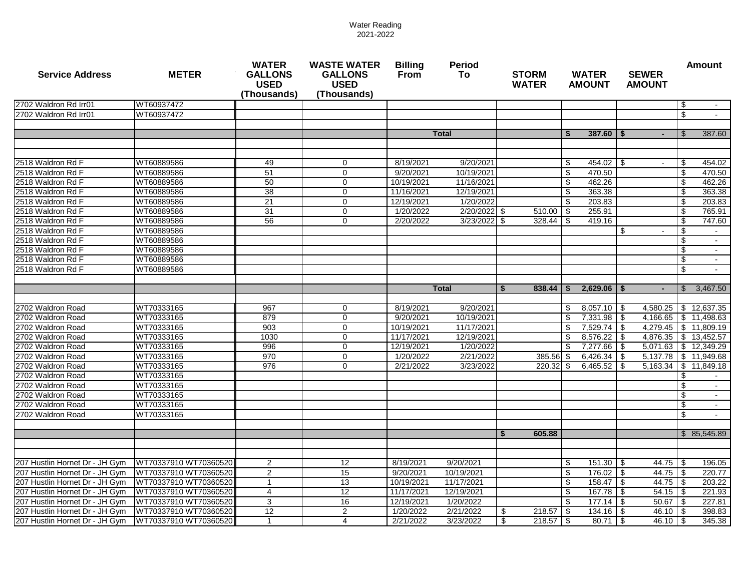Water Reading
2021-2022

| Service Address | METER | WATER GALLONS USED (Thousands) | WASTE WATER GALLONS USED (Thousands) | Billing From | Period To | STORM WATER | WATER AMOUNT | SEWER AMOUNT | Amount |
|---|---|---|---|---|---|---|---|---|---|
| 2702 Waldron Rd Irr01 | WT60937472 | | | | | | | | $ - |
| 2702 Waldron Rd Irr01 | WT60937472 | | | | | | | | $ - |
| | | | | | | | | | |
| | | | | Total | | | $ 387.60 | $ - | $ 387.60 |
| | | | | | | | | | |
| | | | | | | | | | |
| 2518 Waldron Rd F | WT60889586 | 49 | 0 | 8/19/2021 | 9/20/2021 | | $ 454.02 | $ - | $ 454.02 |
| 2518 Waldron Rd F | WT60889586 | 51 | 0 | 9/20/2021 | 10/19/2021 | | $ 470.50 | | $ 470.50 |
| 2518 Waldron Rd F | WT60889586 | 50 | 0 | 10/19/2021 | 11/16/2021 | | $ 462.26 | | $ 462.26 |
| 2518 Waldron Rd F | WT60889586 | 38 | 0 | 11/16/2021 | 12/19/2021 | | $ 363.38 | | $ 363.38 |
| 2518 Waldron Rd F | WT60889586 | 21 | 0 | 12/19/2021 | 1/20/2022 | | $ 203.83 | | $ 203.83 |
| 2518 Waldron Rd F | WT60889586 | 31 | 0 | 1/20/2022 | 2/20/2022 | $ 510.00 | $ 255.91 | | $ 765.91 |
| 2518 Waldron Rd F | WT60889586 | 56 | 0 | 2/20/2022 | 3/23/2022 | $ 328.44 | $ 419.16 | | $ 747.60 |
| 2518 Waldron Rd F | WT60889586 | | | | | | | $ - | $ - |
| 2518 Waldron Rd F | WT60889586 | | | | | | | | $ - |
| 2518 Waldron Rd F | WT60889586 | | | | | | | | $ - |
| 2518 Waldron Rd F | WT60889586 | | | | | | | | $ - |
| 2518 Waldron Rd F | WT60889586 | | | | | | | | $ - |
| | | | | | | | | | |
| | | | | Total | | $ 838.44 | $ 2,629.06 | $ - | $ 3,467.50 |
| | | | | | | | | | |
| 2702 Waldron Road | WT70333165 | 967 | 0 | 8/19/2021 | 9/20/2021 | | $ 8,057.10 | $ 4,580.25 | $ 12,637.35 |
| 2702 Waldron Road | WT70333165 | 879 | 0 | 9/20/2021 | 10/19/2021 | | $ 7,331.98 | $ 4,166.65 | $ 11,498.63 |
| 2702 Waldron Road | WT70333165 | 903 | 0 | 10/19/2021 | 11/17/2021 | | $ 7,529.74 | $ 4,279.45 | $ 11,809.19 |
| 2702 Waldron Road | WT70333165 | 1030 | 0 | 11/17/2021 | 12/19/2021 | | $ 8,576.22 | $ 4,876.35 | $ 13,452.57 |
| 2702 Waldron Road | WT70333165 | 996 | 0 | 12/19/2021 | 1/20/2022 | | $ 7,277.66 | $ 5,071.63 | $ 12,349.29 |
| 2702 Waldron Road | WT70333165 | 970 | 0 | 1/20/2022 | 2/21/2022 | 385.56 | $ 6,426.34 | $ 5,137.78 | $ 11,949.68 |
| 2702 Waldron Road | WT70333165 | 976 | 0 | 2/21/2022 | 3/23/2022 | 220.32 | $ 6,465.52 | $ 5,163.34 | $ 11,849.18 |
| 2702 Waldron Road | WT70333165 | | | | | | | | $ - |
| 2702 Waldron Road | WT70333165 | | | | | | | | $ - |
| 2702 Waldron Road | WT70333165 | | | | | | | | $ - |
| 2702 Waldron Road | WT70333165 | | | | | | | | $ - |
| 2702 Waldron Road | WT70333165 | | | | | | | | $ - |
| | | | | | | | | | |
| | | | | | | $ 605.88 | | | $ 85,545.89 |
| | | | | | | | | | |
| | | | | | | | | | |
| 207 Hustlin Hornet Dr - JH Gym | WT70337910 WT70360520 | 2 | 12 | 8/19/2021 | 9/20/2021 | | $ 151.30 | $ 44.75 | $ 196.05 |
| 207 Hustlin Hornet Dr - JH Gym | WT70337910 WT70360520 | 2 | 15 | 9/20/2021 | 10/19/2021 | | $ 176.02 | $ 44.75 | $ 220.77 |
| 207 Hustlin Hornet Dr - JH Gym | WT70337910 WT70360520 | 1 | 13 | 10/19/2021 | 11/17/2021 | | $ 158.47 | $ 44.75 | $ 203.22 |
| 207 Hustlin Hornet Dr - JH Gym | WT70337910 WT70360520 | 4 | 12 | 11/17/2021 | 12/19/2021 | | $ 167.78 | $ 54.15 | $ 221.93 |
| 207 Hustlin Hornet Dr - JH Gym | WT70337910 WT70360520 | 3 | 16 | 12/19/2021 | 1/20/2022 | | $ 177.14 | $ 50.67 | $ 227.81 |
| 207 Hustlin Hornet Dr - JH Gym | WT70337910 WT70360520 | 12 | 2 | 1/20/2022 | 2/21/2022 | $ 218.57 | $ 134.16 | $ 46.10 | $ 398.83 |
| 207 Hustlin Hornet Dr - JH Gym | WT70337910 WT70360520 | 1 | 4 | 2/21/2022 | 3/23/2022 | $ 218.57 | $ 80.71 | $ 46.10 | $ 345.38 |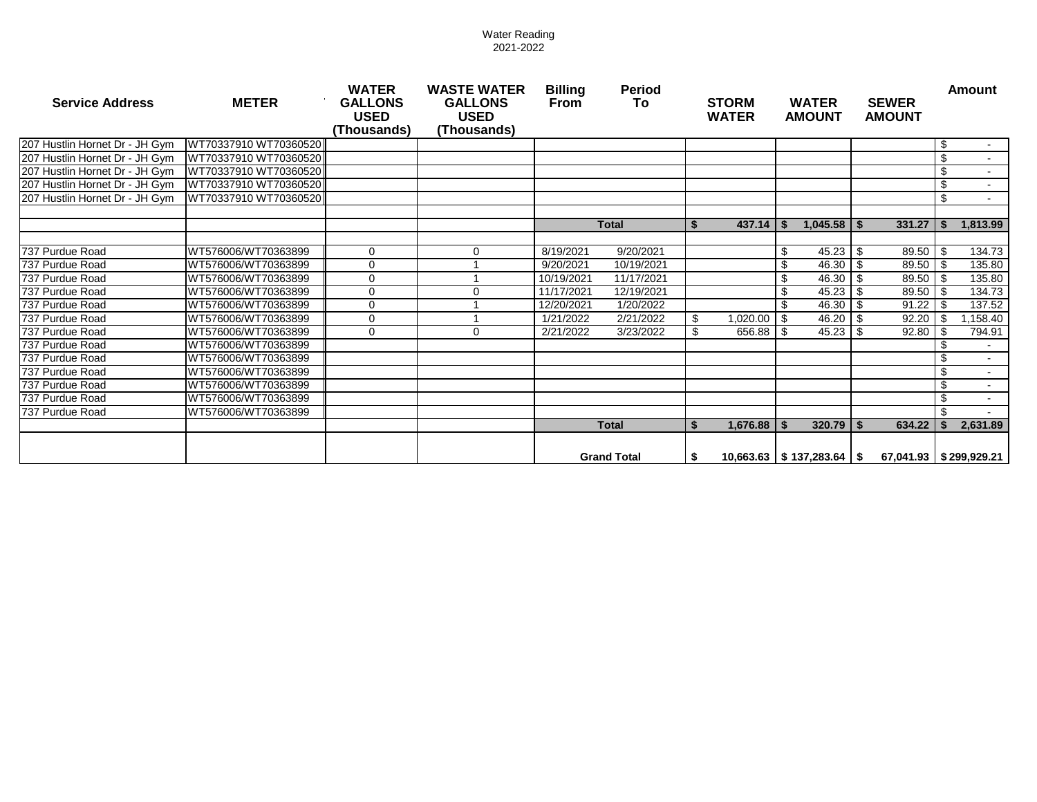Water Reading
2021-2022

| Service Address | METER | WATER GALLONS USED (Thousands) | WASTE WATER GALLONS USED (Thousands) | Billing From | Period To | STORM WATER | WATER AMOUNT | SEWER AMOUNT | Amount |
|---|---|---|---|---|---|---|---|---|---|
| 207 Hustlin Hornet Dr - JH Gym | WT70337910 WT70360520 | | | | | | | | $ - |
| 207 Hustlin Hornet Dr - JH Gym | WT70337910 WT70360520 | | | | | | | | $ - |
| 207 Hustlin Hornet Dr - JH Gym | WT70337910 WT70360520 | | | | | | | | $ - |
| 207 Hustlin Hornet Dr - JH Gym | WT70337910 WT70360520 | | | | | | | | $ - |
| 207 Hustlin Hornet Dr - JH Gym | WT70337910 WT70360520 | | | | | | | | $ - |
| | | | | | | | | | |
| | | | | | **Total** | **$ 437.14** | **$ 1,045.58** | **$ 331.27** | **$ 1,813.99** |
| | | | | | | | | | |
| 737 Purdue Road | WT576006/WT70363899 | 0 | 0 | 8/19/2021 | 9/20/2021 | | $ 45.23 | $ 89.50 | $ 134.73 |
| 737 Purdue Road | WT576006/WT70363899 | 0 | 1 | 9/20/2021 | 10/19/2021 | | $ 46.30 | $ 89.50 | $ 135.80 |
| 737 Purdue Road | WT576006/WT70363899 | 0 | 1 | 10/19/2021 | 11/17/2021 | | $ 46.30 | $ 89.50 | $ 135.80 |
| 737 Purdue Road | WT576006/WT70363899 | 0 | 0 | 11/17/2021 | 12/19/2021 | | $ 45.23 | $ 89.50 | $ 134.73 |
| 737 Purdue Road | WT576006/WT70363899 | 0 | 1 | 12/20/2021 | 1/20/2022 | | $ 46.30 | $ 91.22 | $ 137.52 |
| 737 Purdue Road | WT576006/WT70363899 | 0 | 1 | 1/21/2022 | 2/21/2022 | $ 1,020.00 | $ 46.20 | $ 92.20 | $ 1,158.40 |
| 737 Purdue Road | WT576006/WT70363899 | 0 | 0 | 2/21/2022 | 3/23/2022 | $ 656.88 | $ 45.23 | $ 92.80 | $ 794.91 |
| 737 Purdue Road | WT576006/WT70363899 | | | | | | | | $ - |
| 737 Purdue Road | WT576006/WT70363899 | | | | | | | | $ - |
| 737 Purdue Road | WT576006/WT70363899 | | | | | | | | $ - |
| 737 Purdue Road | WT576006/WT70363899 | | | | | | | | $ - |
| 737 Purdue Road | WT576006/WT70363899 | | | | | | | | $ - |
| 737 Purdue Road | WT576006/WT70363899 | | | | | | | | $ - |
| | | | | | **Total** | **$ 1,676.88** | **$ 320.79** | **$ 634.22** | **$ 2,631.89** |
| | | | | | **Grand Total** | **$ 10,663.63** | **$ 137,283.64** | **$ 67,041.93** | **$ 299,929.21** |